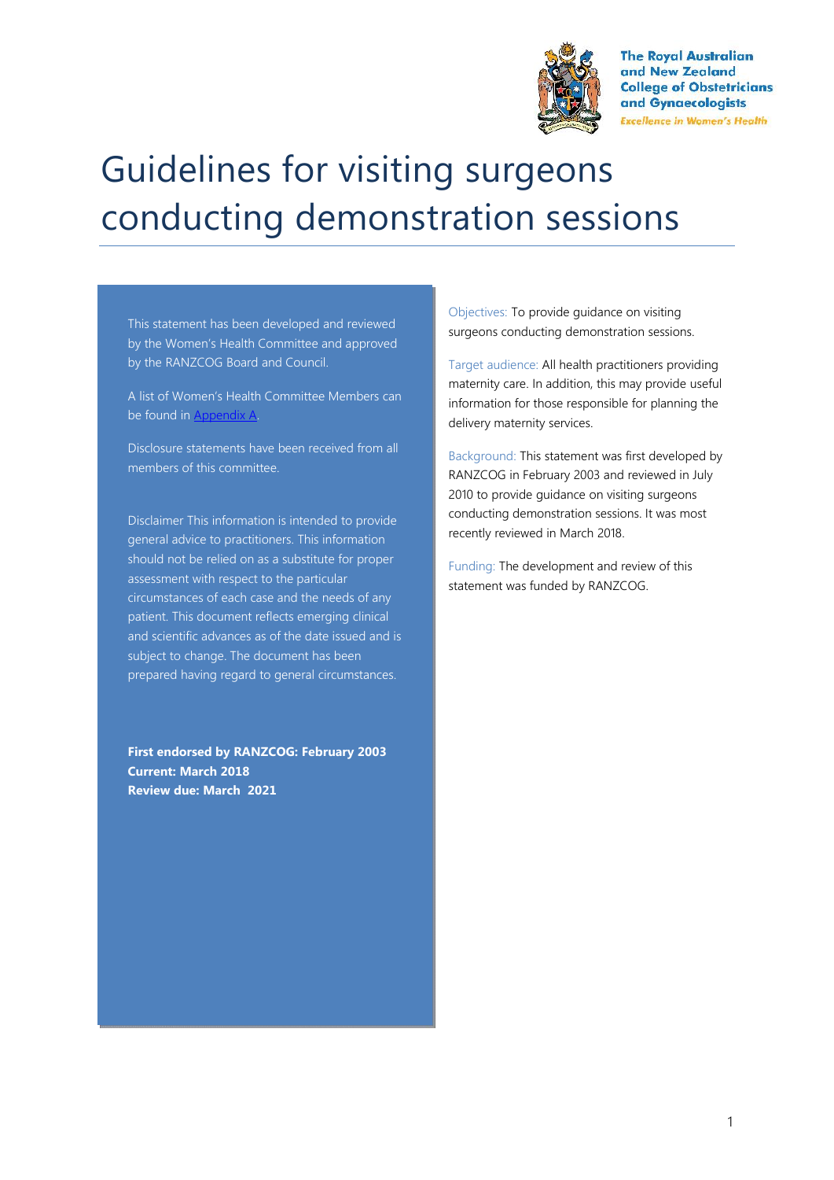The Royal Australian and New Zealand College of Obstetricians and Gynaecologists

*Excellence in Women's Health*

# Guidelines for visiting surgeons conducting demonstration sessions

This statement has been developed and reviewed by the Women's Health Committee and approved by the RANZCOG Board and Council.

A list of Women's Health Committee Members can be found in Appendix A.

Disclosure statements have been received from all members of this committee.

Disclaimer This information is intended to provide general advice to practitioners. This information should not be relied on as a substitute for proper assessment with respect to the particular circumstances of each case and the needs of any patient. This document reflects emerging clinical and scientific advances as of the date issued and is subject to change. The document has been prepared having regard to general circumstances.

**First endorsed by RANZCOG: February 2003**
**Current: March 2018**
**Review due: March 2021**

Objectives: To provide guidance on visiting surgeons conducting demonstration sessions.

Target audience: All health practitioners providing maternity care. In addition, this may provide useful information for those responsible for planning the delivery maternity services.

Background: This statement was first developed by RANZCOG in February 2003 and reviewed in July 2010 to provide guidance on visiting surgeons conducting demonstration sessions. It was most recently reviewed in March 2018.

Funding: The development and review of this statement was funded by RANZCOG.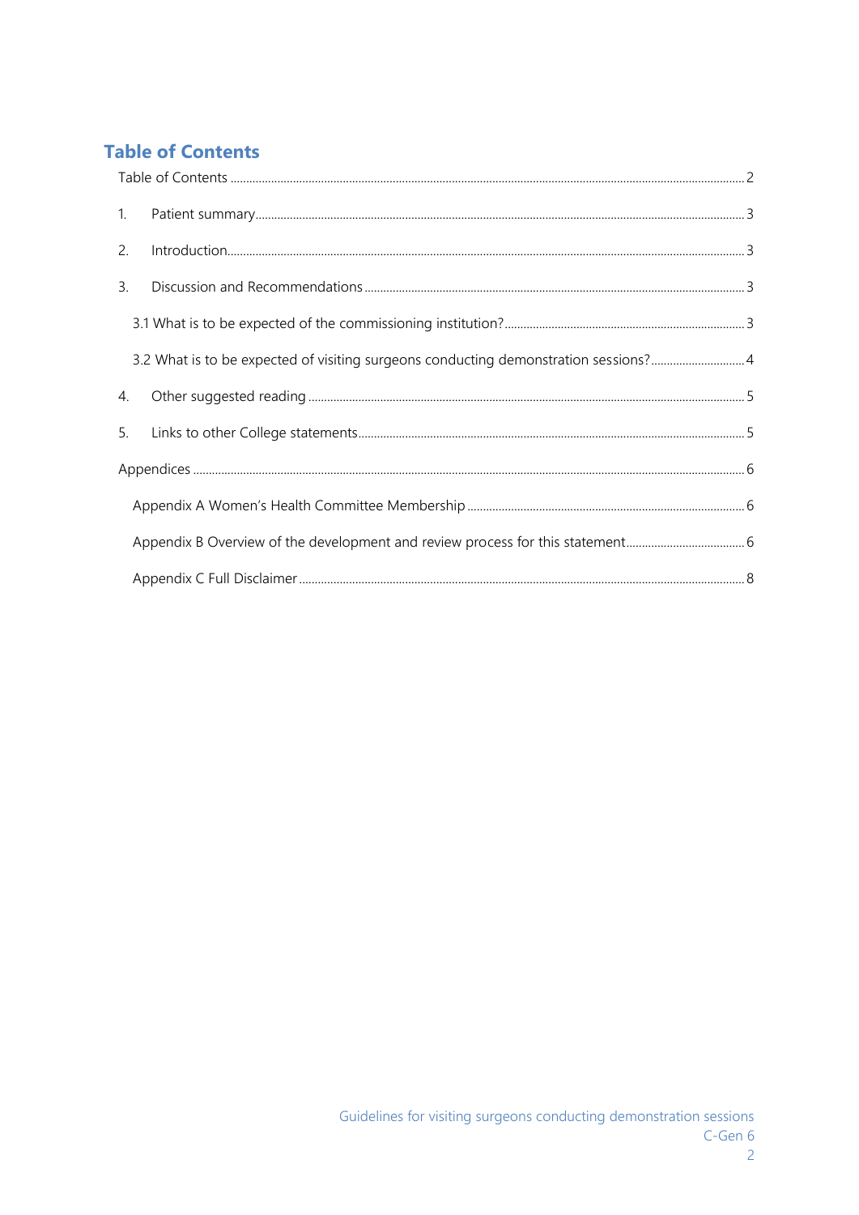# Table of Contents

Table of Contents ........................................................................................................................................................ 2

1. Patient summary ........................................................................................................................................... 3

2. Introduction .................................................................................................................................................... 3

3. Discussion and Recommendations ......................................................................................................... 3

   3.1 What is to be expected of the commissioning institution? ............................................................ 3

   3.2 What is to be expected of visiting surgeons conducting demonstration sessions? .................. 4

4. Other suggested reading .......................................................................................................................... 5

5. Links to other College statements ........................................................................................................ 5

Appendices ........................................................................................................................................................ 6

   Appendix A Women's Health Committee Membership ....................................................................... 6

   Appendix B Overview of the development and review process for this statement ..................... 6

   Appendix C Full Disclaimer ........................................................................................................................ 8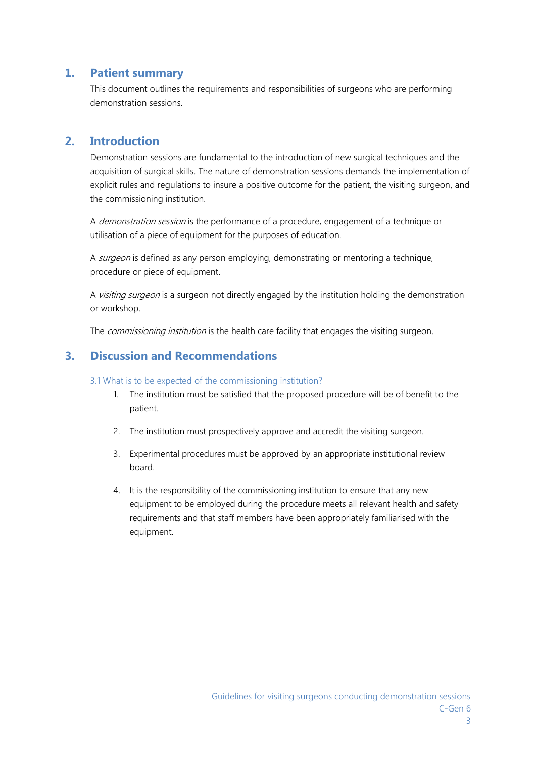## 1. Patient summary

This document outlines the requirements and responsibilities of surgeons who are performing demonstration sessions.

## 2. Introduction

Demonstration sessions are fundamental to the introduction of new surgical techniques and the acquisition of surgical skills. The nature of demonstration sessions demands the implementation of explicit rules and regulations to insure a positive outcome for the patient, the visiting surgeon, and the commissioning institution.

A *demonstration session* is the performance of a procedure, engagement of a technique or utilisation of a piece of equipment for the purposes of education.

A *surgeon* is defined as any person employing, demonstrating or mentoring a technique, procedure or piece of equipment.

A *visiting surgeon* is a surgeon not directly engaged by the institution holding the demonstration or workshop.

The *commissioning institution* is the health care facility that engages the visiting surgeon.

## 3. Discussion and Recommendations

### 3.1 What is to be expected of the commissioning institution?

1. The institution must be satisfied that the proposed procedure will be of benefit to the patient.

2. The institution must prospectively approve and accredit the visiting surgeon.

3. Experimental procedures must be approved by an appropriate institutional review board.

4. It is the responsibility of the commissioning institution to ensure that any new equipment to be employed during the procedure meets all relevant health and safety requirements and that staff members have been appropriately familiarised with the equipment.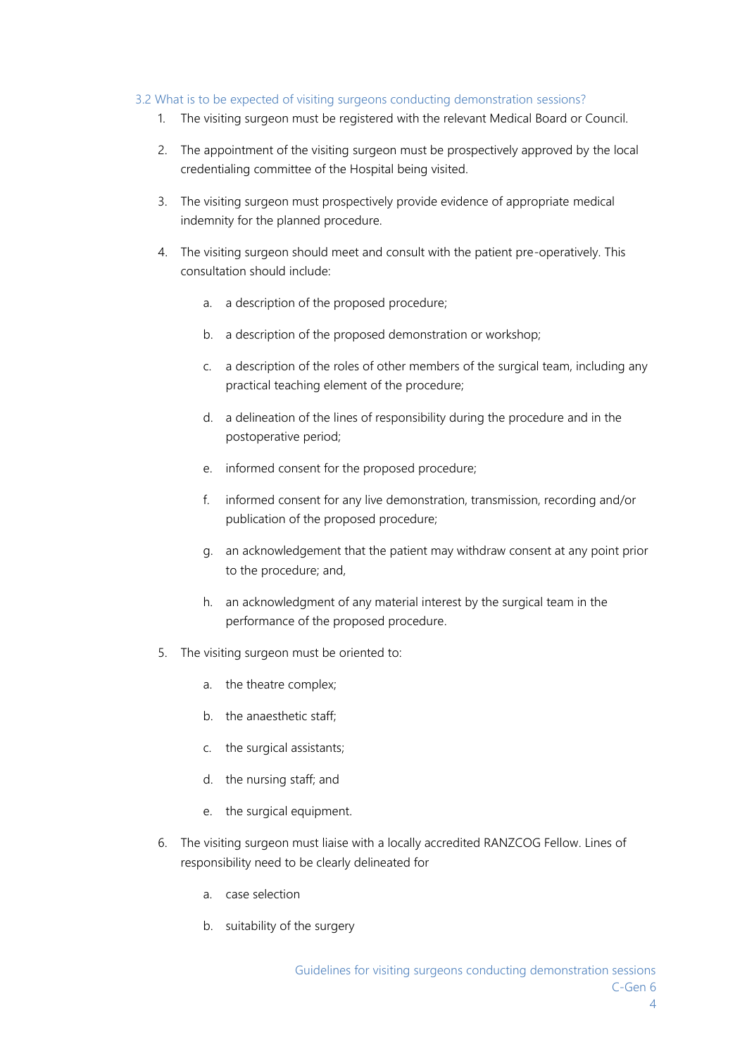### 3.2 What is to be expected of visiting surgeons conducting demonstration sessions?

1. The visiting surgeon must be registered with the relevant Medical Board or Council.
2. The appointment of the visiting surgeon must be prospectively approved by the local credentialing committee of the Hospital being visited.
3. The visiting surgeon must prospectively provide evidence of appropriate medical indemnity for the planned procedure.
4. The visiting surgeon should meet and consult with the patient pre-operatively. This consultation should include:
   a. a description of the proposed procedure;
   b. a description of the proposed demonstration or workshop;
   c. a description of the roles of other members of the surgical team, including any practical teaching element of the procedure;
   d. a delineation of the lines of responsibility during the procedure and in the postoperative period;
   e. informed consent for the proposed procedure;
   f. informed consent for any live demonstration, transmission, recording and/or publication of the proposed procedure;
   g. an acknowledgement that the patient may withdraw consent at any point prior to the procedure; and,
   h. an acknowledgment of any material interest by the surgical team in the performance of the proposed procedure.
5. The visiting surgeon must be oriented to:
   a. the theatre complex;
   b. the anaesthetic staff;
   c. the surgical assistants;
   d. the nursing staff; and
   e. the surgical equipment.
6. The visiting surgeon must liaise with a locally accredited RANZCOG Fellow. Lines of responsibility need to be clearly delineated for
   a. case selection
   b. suitability of the surgery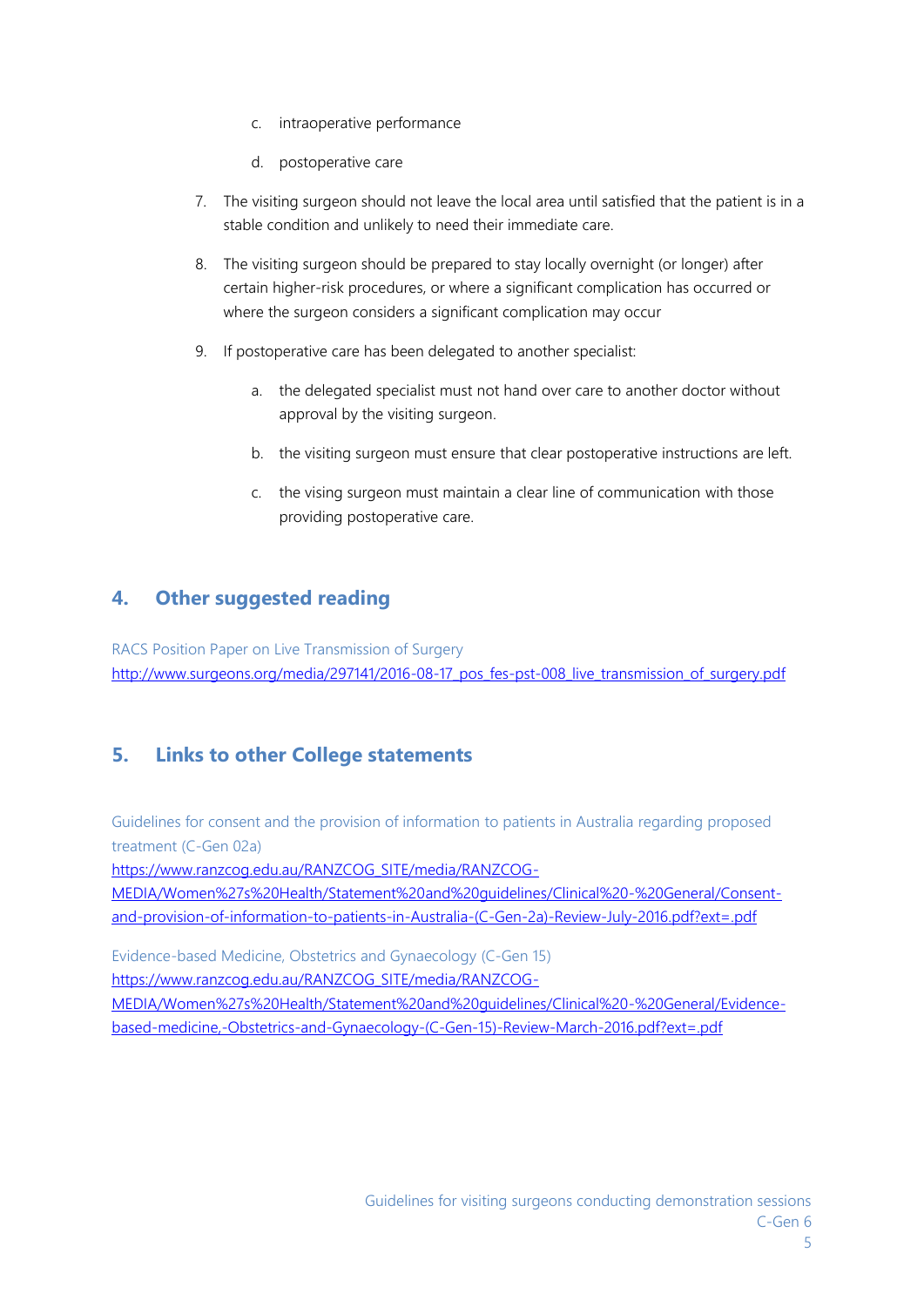c. intraoperative performance

   d. postoperative care

7. The visiting surgeon should not leave the local area until satisfied that the patient is in a stable condition and unlikely to need their immediate care.

8. The visiting surgeon should be prepared to stay locally overnight (or longer) after certain higher-risk procedures, or where a significant complication has occurred or where the surgeon considers a significant complication may occur

9. If postoperative care has been delegated to another specialist:

   a. the delegated specialist must not hand over care to another doctor without approval by the visiting surgeon.

   b. the visiting surgeon must ensure that clear postoperative instructions are left.

   c. the vising surgeon must maintain a clear line of communication with those providing postoperative care.

## 4. Other suggested reading

RACS Position Paper on Live Transmission of Surgery
http://www.surgeons.org/media/297141/2016-08-17_pos_fes-pst-008_live_transmission_of_surgery.pdf

## 5. Links to other College statements

Guidelines for consent and the provision of information to patients in Australia regarding proposed treatment (C-Gen 02a)
https://www.ranzcog.edu.au/RANZCOG_SITE/media/RANZCOG-MEDIA/Women%27s%20Health/Statement%20and%20guidelines/Clinical%20-%20General/Consent-and-provision-of-information-to-patients-in-Australia-(C-Gen-2a)-Review-July-2016.pdf?ext=.pdf

Evidence-based Medicine, Obstetrics and Gynaecology (C-Gen 15)
https://www.ranzcog.edu.au/RANZCOG_SITE/media/RANZCOG-MEDIA/Women%27s%20Health/Statement%20and%20guidelines/Clinical%20-%20General/Evidence-based-medicine,-Obstetrics-and-Gynaecology-(C-Gen-15)-Review-March-2016.pdf?ext=.pdf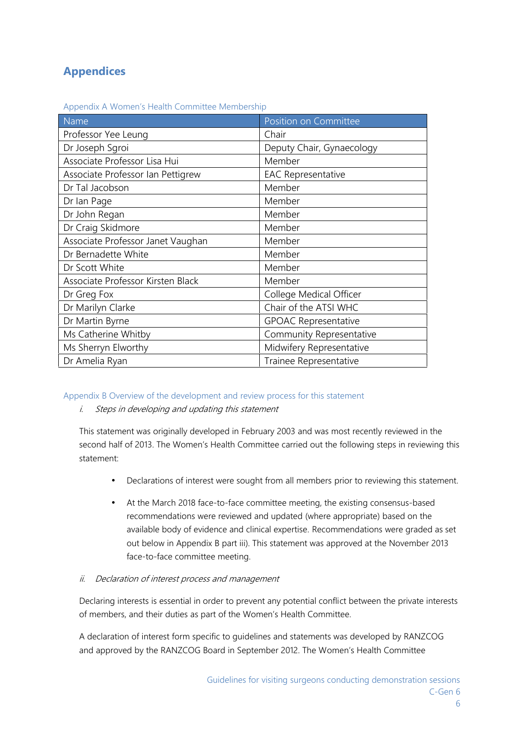# Appendices

## Appendix A Women's Health Committee Membership

| Name | Position on Committee |
| --- | --- |
| Professor Yee Leung | Chair |
| Dr Joseph Sgroi | Deputy Chair, Gynaecology |
| Associate Professor Lisa Hui | Member |
| Associate Professor Ian Pettigrew | EAC Representative |
| Dr Tal Jacobson | Member |
| Dr Ian Page | Member |
| Dr John Regan | Member |
| Dr Craig Skidmore | Member |
| Associate Professor Janet Vaughan | Member |
| Dr Bernadette White | Member |
| Dr Scott White | Member |
| Associate Professor Kirsten Black | Member |
| Dr Greg Fox | College Medical Officer |
| Dr Marilyn Clarke | Chair of the ATSI WHC |
| Dr Martin Byrne | GPOAC Representative |
| Ms Catherine Whitby | Community Representative |
| Ms Sherryn Elworthy | Midwifery Representative |
| Dr Amelia Ryan | Trainee Representative |

## Appendix B Overview of the development and review process for this statement

*i. Steps in developing and updating this statement*

This statement was originally developed in February 2003 and was most recently reviewed in the second half of 2013. The Women's Health Committee carried out the following steps in reviewing this statement:

- Declarations of interest were sought from all members prior to reviewing this statement.
- At the March 2018 face-to-face committee meeting, the existing consensus-based recommendations were reviewed and updated (where appropriate) based on the available body of evidence and clinical expertise. Recommendations were graded as set out below in Appendix B part iii). This statement was approved at the November 2013 face-to-face committee meeting.

*ii. Declaration of interest process and management*

Declaring interests is essential in order to prevent any potential conflict between the private interests of members, and their duties as part of the Women's Health Committee.

A declaration of interest form specific to guidelines and statements was developed by RANZCOG and approved by the RANZCOG Board in September 2012. The Women's Health Committee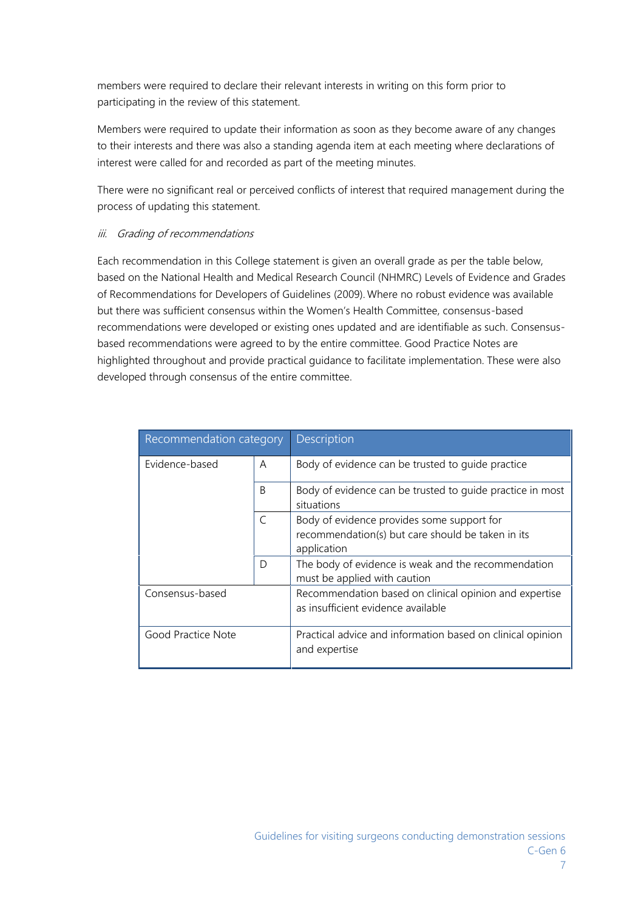members were required to declare their relevant interests in writing on this form prior to participating in the review of this statement.

Members were required to update their information as soon as they become aware of any changes to their interests and there was also a standing agenda item at each meeting where declarations of interest were called for and recorded as part of the meeting minutes.

There were no significant real or perceived conflicts of interest that required management during the process of updating this statement.

### *iii. Grading of recommendations*

Each recommendation in this College statement is given an overall grade as per the table below, based on the National Health and Medical Research Council (NHMRC) Levels of Evidence and Grades of Recommendations for Developers of Guidelines (2009). Where no robust evidence was available but there was sufficient consensus within the Women's Health Committee, consensus-based recommendations were developed or existing ones updated and are identifiable as such. Consensus-based recommendations were agreed to by the entire committee. Good Practice Notes are highlighted throughout and provide practical guidance to facilitate implementation. These were also developed through consensus of the entire committee.

| Recommendation category | | Description |
|---|---|---|
| Evidence-based | A | Body of evidence can be trusted to guide practice |
| | B | Body of evidence can be trusted to guide practice in most situations |
| | C | Body of evidence provides some support for recommendation(s) but care should be taken in its application |
| | D | The body of evidence is weak and the recommendation must be applied with caution |
| Consensus-based | | Recommendation based on clinical opinion and expertise as insufficient evidence available |
| Good Practice Note | | Practical advice and information based on clinical opinion and expertise |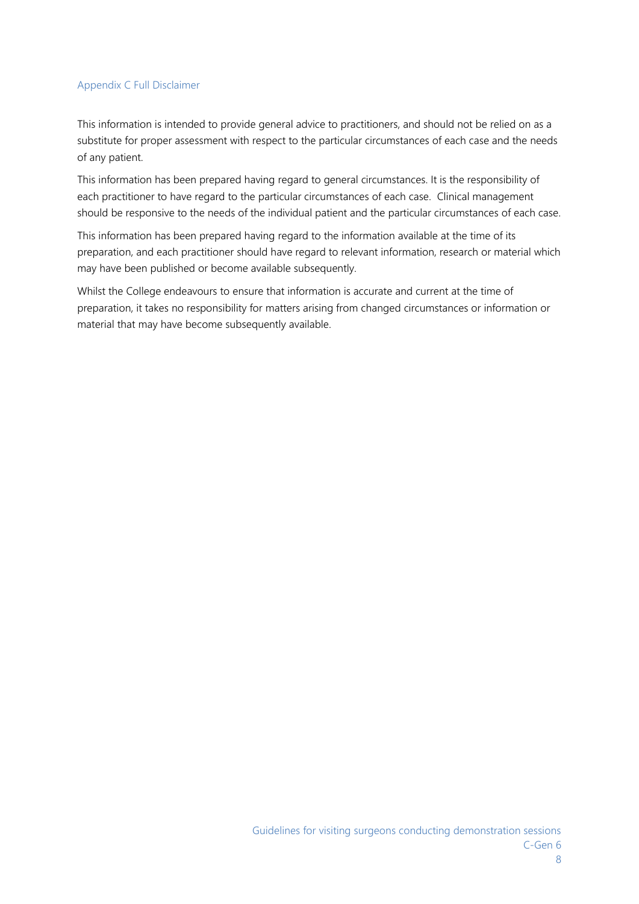## Appendix C Full Disclaimer

This information is intended to provide general advice to practitioners, and should not be relied on as a substitute for proper assessment with respect to the particular circumstances of each case and the needs of any patient.

This information has been prepared having regard to general circumstances. It is the responsibility of each practitioner to have regard to the particular circumstances of each case. Clinical management should be responsive to the needs of the individual patient and the particular circumstances of each case.

This information has been prepared having regard to the information available at the time of its preparation, and each practitioner should have regard to relevant information, research or material which may have been published or become available subsequently.

Whilst the College endeavours to ensure that information is accurate and current at the time of preparation, it takes no responsibility for matters arising from changed circumstances or information or material that may have become subsequently available.